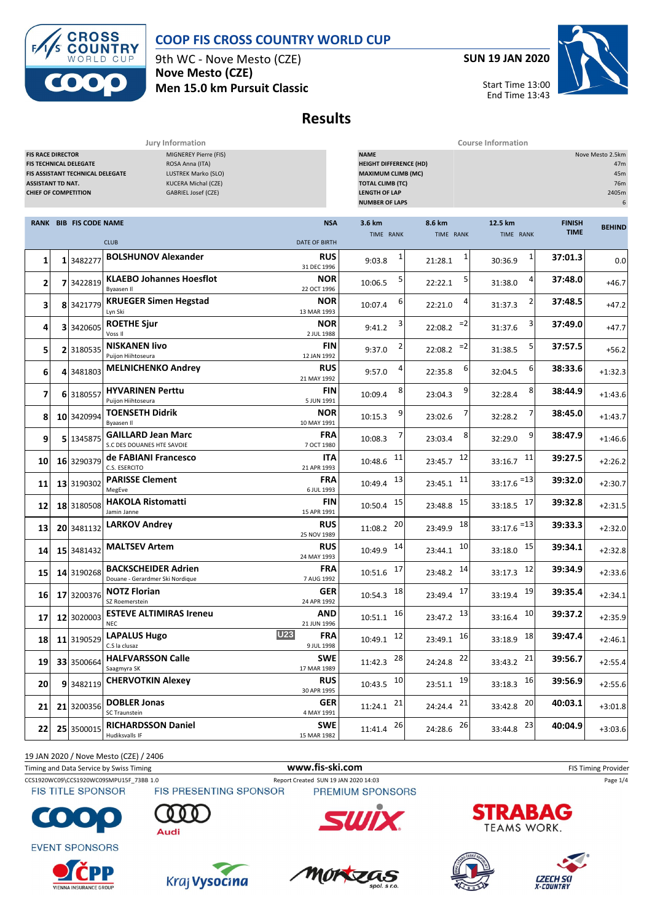# COOP FIS CROSS COUNTRY WORLD CUP

9th WC - Nove Mesto (CZE)
**Nove Mesto (CZE)**
**Men 15.0 km Pursuit Classic**

**SUN 19 JAN 2020**

Start Time 13:00
End Time 13:43

## Results

| Jury Information | |
|---|---|
| FIS RACE DIRECTOR | MIGNEREY Pierre (FIS) |
| FIS TECHNICAL DELEGATE | ROSA Anna (ITA) |
| FIS ASSISTANT TECHNICAL DELEGATE | LUSTREK Marko (SLO) |
| ASSISTANT TD NAT. | KUCERA Michal (CZE) |
| CHIEF OF COMPETITION | GABRIEL Josef (CZE) |

| Course Information | |
|---|---|
| NAME | Nove Mesto 2.5km |
| HEIGHT DIFFERENCE (HD) | 47m |
| MAXIMUM CLIMB (MC) | 45m |
| TOTAL CLIMB (TC) | 76m |
| LENGTH OF LAP | 2405m |
| NUMBER OF LAPS | 6 |

| RANK | BIB | FIS CODE | NAME / CLUB | NSA / DATE OF BIRTH | 3.6 km TIME | 3.6 km RANK | 8.6 km TIME | 8.6 km RANK | 12.5 km TIME | 12.5 km RANK | FINISH TIME | BEHIND |
|---|---|---|---|---|---|---|---|---|---|---|---|---|
| 1 | 1 | 3482277 | **BOLSHUNOV Alexander** | **RUS** 31 DEC 1996 | 9:03.8 | 1 | 21:28.1 | 1 | 30:36.9 | 1 | **37:01.3** | 0.0 |
| 2 | 7 | 3422819 | **KLAEBO Johannes Hoesflot** Byaasen Il | **NOR** 22 OCT 1996 | 10:06.5 | 5 | 22:22.1 | 5 | 31:38.0 | 4 | **37:48.0** | +46.7 |
| 3 | 8 | 3421779 | **KRUEGER Simen Hegstad** Lyn Ski | **NOR** 13 MAR 1993 | 10:07.4 | 6 | 22:21.0 | 4 | 31:37.3 | 2 | **37:48.5** | +47.2 |
| 4 | 3 | 3420605 | **ROETHE Sjur** Voss Il | **NOR** 2 JUL 1988 | 9:41.2 | 3 | 22:08.2 | =2 | 31:37.6 | 3 | **37:49.0** | +47.7 |
| 5 | 2 | 3180535 | **NISKANEN Iivo** Puijon Hiihtoseura | **FIN** 12 JAN 1992 | 9:37.0 | 2 | 22:08.2 | =2 | 31:38.5 | 5 | **37:57.5** | +56.2 |
| 6 | 4 | 3481803 | **MELNICHENKO Andrey** | **RUS** 21 MAY 1992 | 9:57.0 | 4 | 22:35.8 | 6 | 32:04.5 | 6 | **38:33.6** | +1:32.3 |
| 7 | 6 | 3180557 | **HYVARINEN Perttu** Puijon Hiihtoseura | **FIN** 5 JUN 1991 | 10:09.4 | 8 | 23:04.3 | 9 | 32:28.4 | 8 | **38:44.9** | +1:43.6 |
| 8 | 10 | 3420994 | **TOENSETH Didrik** Byaasen Il | **NOR** 10 MAY 1991 | 10:15.3 | 9 | 23:02.6 | 7 | 32:28.2 | 7 | **38:45.0** | +1:43.7 |
| 9 | 5 | 1345875 | **GAILLARD Jean Marc** S.C DES DOUANES HTE SAVOIE | **FRA** 7 OCT 1980 | 10:08.3 | 7 | 23:03.4 | 8 | 32:29.0 | 9 | **38:47.9** | +1:46.6 |
| 10 | 16 | 3290379 | **de FABIANI Francesco** C.S. ESERCITO | **ITA** 21 APR 1993 | 10:48.6 | 11 | 23:45.7 | 12 | 33:16.7 | 11 | **39:27.5** | +2:26.2 |
| 11 | 13 | 3190302 | **PARISSE Clement** MegEve | **FRA** 6 JUL 1993 | 10:49.4 | 13 | 23:45.1 | 11 | 33:17.6 | =13 | **39:32.0** | +2:30.7 |
| 12 | 18 | 3180508 | **HAKOLA Ristomatti** Jamin Janne | **FIN** 15 APR 1991 | 10:50.4 | 15 | 23:48.8 | 15 | 33:18.5 | 17 | **39:32.8** | +2:31.5 |
| 13 | 20 | 3481132 | **LARKOV Andrey** | **RUS** 25 NOV 1989 | 11:08.2 | 20 | 23:49.9 | 18 | 33:17.6 | =13 | **39:33.3** | +2:32.0 |
| 14 | 15 | 3481432 | **MALTSEV Artem** | **RUS** 24 MAY 1993 | 10:49.9 | 14 | 23:44.1 | 10 | 33:18.0 | 15 | **39:34.1** | +2:32.8 |
| 15 | 14 | 3190268 | **BACKSCHEIDER Adrien** Douane - Gerardmer Ski Nordique | **FRA** 7 AUG 1992 | 10:51.6 | 17 | 23:48.2 | 14 | 33:17.3 | 12 | **39:34.9** | +2:33.6 |
| 16 | 17 | 3200376 | **NOTZ Florian** SZ Roemerstein | **GER** 24 APR 1992 | 10:54.3 | 18 | 23:49.4 | 17 | 33:19.4 | 19 | **39:35.4** | +2:34.1 |
| 17 | 12 | 3020003 | **ESTEVE ALTIMIRAS Ireneu** NEC | **AND** 21 JUN 1996 | 10:51.1 | 16 | 23:47.2 | 13 | 33:16.4 | 10 | **39:37.2** | +2:35.9 |
| 18 | 11 | 3190529 | **LAPALUS Hugo** U23 C.S la clusaz | **FRA** 9 JUL 1998 | 10:49.1 | 12 | 23:49.1 | 16 | 33:18.9 | 18 | **39:47.4** | +2:46.1 |
| 19 | 33 | 3500664 | **HALFVARSSON Calle** Saagmyra SK | **SWE** 17 MAR 1989 | 11:42.3 | 28 | 24:24.8 | 22 | 33:43.2 | 21 | **39:56.7** | +2:55.4 |
| 20 | 9 | 3482119 | **CHERVOTKIN Alexey** | **RUS** 30 APR 1995 | 10:43.5 | 10 | 23:51.1 | 19 | 33:18.3 | 16 | **39:56.9** | +2:55.6 |
| 21 | 21 | 3200356 | **DOBLER Jonas** SC Traunstein | **GER** 4 MAY 1991 | 11:24.1 | 21 | 24:24.4 | 21 | 33:42.8 | 20 | **40:03.1** | +3:01.8 |
| 22 | 25 | 3500015 | **RICHARDSSON Daniel** Hudiksvalls IF | **SWE** 15 MAR 1982 | 11:41.4 | 26 | 24:28.6 | 26 | 33:44.8 | 23 | **40:04.9** | +3:03.6 |

19 JAN 2020 / Nove Mesto (CZE) / 2406

Timing and Data Service by Swiss Timing | www.fis-ski.com | FIS Timing Provider

CCS1920WC09\CCS1920WC09SMPU15F_73BB 1.0 | Report Created SUN 19 JAN 2020 14:03

FIS TITLE SPONSOR | FIS PRESENTING SPONSOR | PREMIUM SPONSORS

EVENT SPONSORS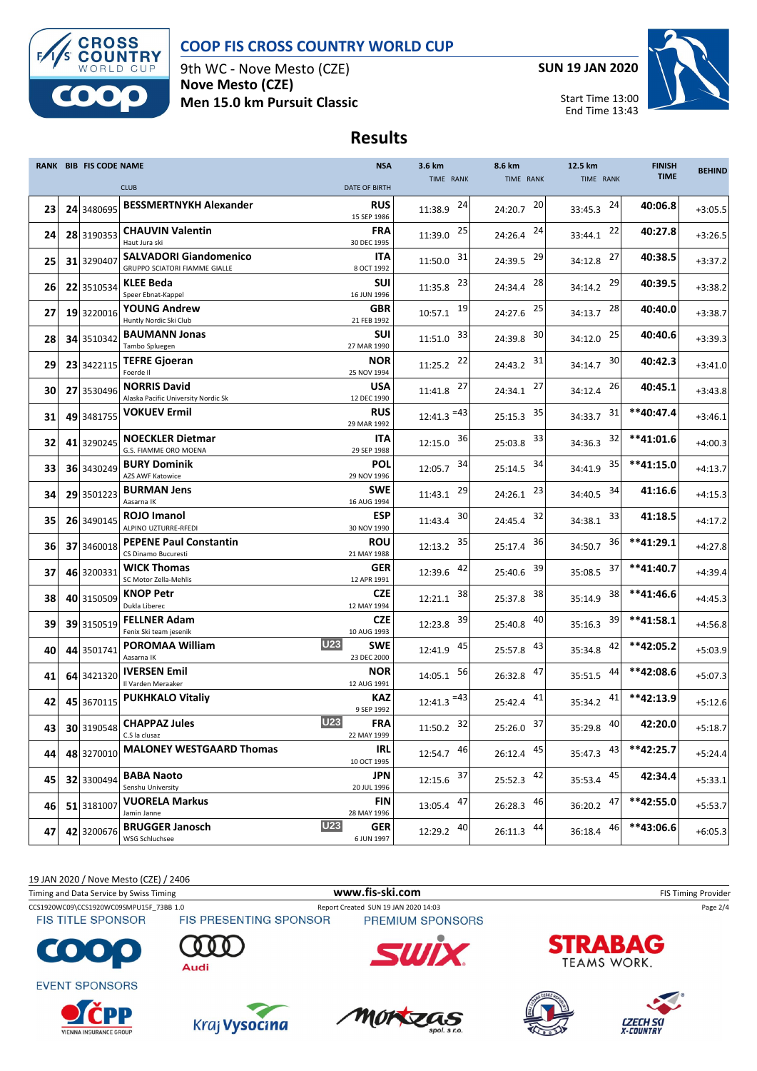# COOP FIS CROSS COUNTRY WORLD CUP

9th WC - Nove Mesto (CZE)
**Nove Mesto (CZE)**
**Men 15.0 km Pursuit Classic**

**SUN 19 JAN 2020**

Start Time 13:00
End Time 13:43

## Results

| RANK | BIB | FIS CODE | NAME / CLUB | | NSA / DATE OF BIRTH | 3.6 km TIME | RANK | 8.6 km TIME | RANK | 12.5 km TIME | RANK | FINISH TIME | BEHIND |
|---|---|---|---|---|---|---|---|---|---|---|---|---|---|
| 23 | 24 | 3480695 | **BESSMERTNYKH Alexander** | | **RUS** 15 SEP 1986 | 11:38.9 | 24 | 24:20.7 | 20 | 33:45.3 | 24 | **40:06.8** | +3:05.5 |
| 24 | 28 | 3190353 | **CHAUVIN Valentin** Haut Jura ski | | **FRA** 30 DEC 1995 | 11:39.0 | 25 | 24:26.4 | 24 | 33:44.1 | 22 | **40:27.8** | +3:26.5 |
| 25 | 31 | 3290407 | **SALVADORI Giandomenico** GRUPPO SCIATORI FIAMME GIALLE | | **ITA** 8 OCT 1992 | 11:50.0 | 31 | 24:39.5 | 29 | 34:12.8 | 27 | **40:38.5** | +3:37.2 |
| 26 | 22 | 3510534 | **KLEE Beda** Speer Ebnat-Kappel | | **SUI** 16 JUN 1996 | 11:35.8 | 23 | 24:34.4 | 28 | 34:14.2 | 29 | **40:39.5** | +3:38.2 |
| 27 | 19 | 3220016 | **YOUNG Andrew** Huntly Nordic Ski Club | | **GBR** 21 FEB 1992 | 10:57.1 | 19 | 24:27.6 | 25 | 34:13.7 | 28 | **40:40.0** | +3:38.7 |
| 28 | 34 | 3510342 | **BAUMANN Jonas** Tambo Spluegen | | **SUI** 27 MAR 1990 | 11:51.0 | 33 | 24:39.8 | 30 | 34:12.0 | 25 | **40:40.6** | +3:39.3 |
| 29 | 23 | 3422115 | **TEFRE Gjoeran** Foerde Il | | **NOR** 25 NOV 1994 | 11:25.2 | 22 | 24:43.2 | 31 | 34:14.7 | 30 | **40:42.3** | +3:41.0 |
| 30 | 27 | 3530496 | **NORRIS David** Alaska Pacific University Nordic Sk | | **USA** 12 DEC 1990 | 11:41.8 | 27 | 24:34.1 | 27 | 34:12.4 | 26 | **40:45.1** | +3:43.8 |
| 31 | 49 | 3481755 | **VOKUEV Ermil** | | **RUS** 29 MAR 1992 | 12:41.3 | =43 | 25:15.3 | 35 | 34:33.7 | 31 | **\*\*40:47.4** | +3:46.1 |
| 32 | 41 | 3290245 | **NOECKLER Dietmar** G.S. FIAMME ORO MOENA | | **ITA** 29 SEP 1988 | 12:15.0 | 36 | 25:03.8 | 33 | 34:36.3 | 32 | **\*\*41:01.6** | +4:00.3 |
| 33 | 36 | 3430249 | **BURY Dominik** AZS AWF Katowice | | **POL** 29 NOV 1996 | 12:05.7 | 34 | 25:14.5 | 34 | 34:41.9 | 35 | **\*\*41:15.0** | +4:13.7 |
| 34 | 29 | 3501223 | **BURMAN Jens** Aasarna IK | | **SWE** 16 AUG 1994 | 11:43.1 | 29 | 24:26.1 | 23 | 34:40.5 | 34 | **41:16.6** | +4:15.3 |
| 35 | 26 | 3490145 | **ROJO Imanol** ALPINO UZTURRE-RFEDI | | **ESP** 30 NOV 1990 | 11:43.4 | 30 | 24:45.4 | 32 | 34:38.1 | 33 | **41:18.5** | +4:17.2 |
| 36 | 37 | 3460018 | **PEPENE Paul Constantin** CS Dinamo Bucuresti | | **ROU** 21 MAY 1988 | 12:13.2 | 35 | 25:17.4 | 36 | 34:50.7 | 36 | **\*\*41:29.1** | +4:27.8 |
| 37 | 46 | 3200331 | **WICK Thomas** SC Motor Zella-Mehlis | | **GER** 12 APR 1991 | 12:39.6 | 42 | 25:40.6 | 39 | 35:08.5 | 37 | **\*\*41:40.7** | +4:39.4 |
| 38 | 40 | 3150509 | **KNOP Petr** Dukla Liberec | | **CZE** 12 MAY 1994 | 12:21.1 | 38 | 25:37.8 | 38 | 35:14.9 | 38 | **\*\*41:46.6** | +4:45.3 |
| 39 | 39 | 3150519 | **FELLNER Adam** Fenix Ski team jesenik | | **CZE** 10 AUG 1993 | 12:23.8 | 39 | 25:40.8 | 40 | 35:16.3 | 39 | **\*\*41:58.1** | +4:56.8 |
| 40 | 44 | 3501741 | **POROMAA William** Aasarna IK | U23 | **SWE** 23 DEC 2000 | 12:41.9 | 45 | 25:57.8 | 43 | 35:34.8 | 42 | **\*\*42:05.2** | +5:03.9 |
| 41 | 64 | 3421320 | **IVERSEN Emil** Il Varden Meraaker | | **NOR** 12 AUG 1991 | 14:05.1 | 56 | 26:32.8 | 47 | 35:51.5 | 44 | **\*\*42:08.6** | +5:07.3 |
| 42 | 45 | 3670115 | **PUKHKALO Vitaliy** | | **KAZ** 9 SEP 1992 | 12:41.3 | =43 | 25:42.4 | 41 | 35:34.2 | 41 | **\*\*42:13.9** | +5:12.6 |
| 43 | 30 | 3190548 | **CHAPPAZ Jules** C.S la clusaz | U23 | **FRA** 22 MAY 1999 | 11:50.2 | 32 | 25:26.0 | 37 | 35:29.8 | 40 | **42:20.0** | +5:18.7 |
| 44 | 48 | 3270010 | **MALONEY WESTGAARD Thomas** | | **IRL** 10 OCT 1995 | 12:54.7 | 46 | 26:12.4 | 45 | 35:47.3 | 43 | **\*\*42:25.7** | +5:24.4 |
| 45 | 32 | 3300494 | **BABA Naoto** Senshu University | | **JPN** 20 JUL 1996 | 12:15.6 | 37 | 25:52.3 | 42 | 35:53.4 | 45 | **42:34.4** | +5:33.1 |
| 46 | 51 | 3181007 | **VUORELA Markus** Jamin Janne | | **FIN** 28 MAY 1996 | 13:05.4 | 47 | 26:28.3 | 46 | 36:20.2 | 47 | **\*\*42:55.0** | +5:53.7 |
| 47 | 42 | 3200676 | **BRUGGER Janosch** WSG Schluchsee | U23 | **GER** 6 JUN 1997 | 12:29.2 | 40 | 26:11.3 | 44 | 36:18.4 | 46 | **\*\*43:06.6** | +6:05.3 |

19 JAN 2020 / Nove Mesto (CZE) / 2406

Timing and Data Service by Swiss Timing — www.fis-ski.com — FIS Timing Provider

CCS1920WC09\CCS1920WC09SMPU15F_73BB 1.0 — Report Created SUN 19 JAN 2020 14:03

FIS TITLE SPONSOR — FIS PRESENTING SPONSOR — PREMIUM SPONSORS

EVENT SPONSORS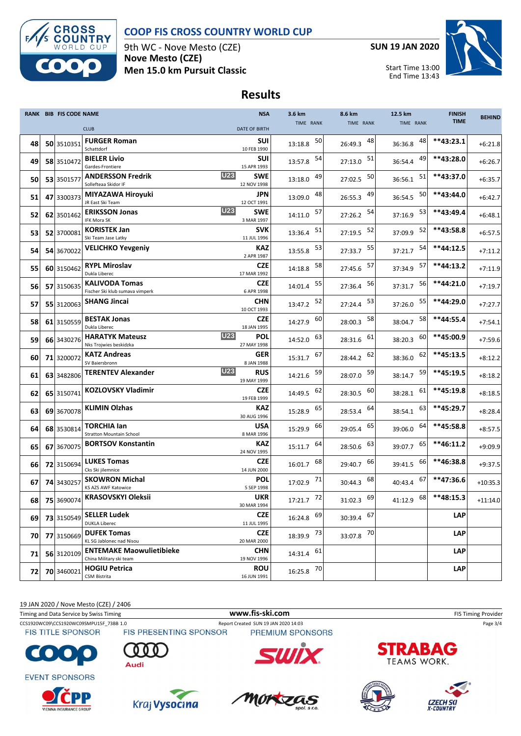# COOP FIS CROSS COUNTRY WORLD CUP

9th WC - Nove Mesto (CZE)
**Nove Mesto (CZE)**
**Men 15.0 km Pursuit Classic**

**SUN 19 JAN 2020**

Start Time 13:00
End Time 13:43

## Results

| RANK | BIB | FIS CODE | NAME / CLUB | | NSA / DATE OF BIRTH | 3.6 km TIME | RANK | 8.6 km TIME | RANK | 12.5 km TIME | RANK | FINISH TIME | BEHIND |
|---|---|---|---|---|---|---|---|---|---|---|---|---|---|
| 48 | 50 | 3510351 | **FURGER Roman** Schattdorf | | **SUI** 10 FEB 1990 | 13:18.8 | 50 | 26:49.3 | 48 | 36:36.8 | 48 | **43:23.1 | +6:21.8 |
| 49 | 58 | 3510472 | **BIELER Livio** Gardes-Frontiere | | **SUI** 15 APR 1993 | 13:57.8 | 54 | 27:13.0 | 51 | 36:54.4 | 49 | **43:28.0 | +6:26.7 |
| 50 | 53 | 3501577 | **ANDERSSON Fredrik** Sollefteaa Skidor IF | U23 | **SWE** 12 NOV 1998 | 13:18.0 | 49 | 27:02.5 | 50 | 36:56.1 | 51 | **43:37.0 | +6:35.7 |
| 51 | 47 | 3300373 | **MIYAZAWA Hiroyuki** JR East Ski Team | | **JPN** 12 OCT 1991 | 13:09.0 | 48 | 26:55.3 | 49 | 36:54.5 | 50 | **43:44.0 | +6:42.7 |
| 52 | 62 | 3501462 | **ERIKSSON Jonas** IFK Mora SK | U23 | **SWE** 3 MAR 1997 | 14:11.0 | 57 | 27:26.2 | 54 | 37:16.9 | 53 | **43:49.4 | +6:48.1 |
| 53 | 52 | 3700081 | **KORISTEK Jan** Ski Team Jase Latky | | **SVK** 11 JUL 1996 | 13:36.4 | 51 | 27:19.5 | 52 | 37:09.9 | 52 | **43:58.8 | +6:57.5 |
| 54 | 54 | 3670022 | **VELICHKO Yevgeniy** | | **KAZ** 2 APR 1987 | 13:55.8 | 53 | 27:33.7 | 55 | 37:21.7 | 54 | **44:12.5 | +7:11.2 |
| 55 | 60 | 3150462 | **RYPL Miroslav** Dukla Liberec | | **CZE** 17 MAR 1992 | 14:18.8 | 58 | 27:45.6 | 57 | 37:34.9 | 57 | **44:13.2 | +7:11.9 |
| 56 | 57 | 3150635 | **KALIVODA Tomas** Fischer Ski klub sumava vimperk | | **CZE** 6 APR 1998 | 14:01.4 | 55 | 27:36.4 | 56 | 37:31.7 | 56 | **44:21.0 | +7:19.7 |
| 57 | 55 | 3120063 | **SHANG Jincai** | | **CHN** 10 OCT 1993 | 13:47.2 | 52 | 27:24.4 | 53 | 37:26.0 | 55 | **44:29.0 | +7:27.7 |
| 58 | 61 | 3150559 | **BESTAK Jonas** Dukla Liberec | | **CZE** 18 JAN 1995 | 14:27.9 | 60 | 28:00.3 | 58 | 38:04.7 | 58 | **44:55.4 | +7:54.1 |
| 59 | 66 | 3430276 | **HARATYK Mateusz** Nks Trojwies beskidzka | U23 | **POL** 27 MAY 1998 | 14:52.0 | 63 | 28:31.6 | 61 | 38:20.3 | 60 | **45:00.9 | +7:59.6 |
| 60 | 71 | 3200072 | **KATZ Andreas** SV Baiersbronn | | **GER** 8 JAN 1988 | 15:31.7 | 67 | 28:44.2 | 62 | 38:36.0 | 62 | **45:13.5 | +8:12.2 |
| 61 | 63 | 3482806 | **TERENTEV Alexander** | U23 | **RUS** 19 MAY 1999 | 14:21.6 | 59 | 28:07.0 | 59 | 38:14.7 | 59 | **45:19.5 | +8:18.2 |
| 62 | 65 | 3150741 | **KOZLOVSKY Vladimir** | | **CZE** 19 FEB 1999 | 14:49.5 | 62 | 28:30.5 | 60 | 38:28.1 | 61 | **45:19.8 | +8:18.5 |
| 63 | 69 | 3670078 | **KLIMIN Olzhas** | | **KAZ** 30 AUG 1996 | 15:28.9 | 65 | 28:53.4 | 64 | 38:54.1 | 63 | **45:29.7 | +8:28.4 |
| 64 | 68 | 3530814 | **TORCHIA Ian** Stratton Mountain School | | **USA** 8 MAR 1996 | 15:29.9 | 66 | 29:05.4 | 65 | 39:06.0 | 64 | **45:58.8 | +8:57.5 |
| 65 | 67 | 3670075 | **BORTSOV Konstantin** | | **KAZ** 24 NOV 1995 | 15:11.7 | 64 | 28:50.6 | 63 | 39:07.7 | 65 | **46:11.2 | +9:09.9 |
| 66 | 72 | 3150694 | **LUKES Tomas** Cks Ski jilemnice | | **CZE** 14 JUN 2000 | 16:01.7 | 68 | 29:40.7 | 66 | 39:41.5 | 66 | **46:38.8 | +9:37.5 |
| 67 | 74 | 3430257 | **SKOWRON Michal** KS AZS AWF Katowice | | **POL** 5 SEP 1998 | 17:02.9 | 71 | 30:44.3 | 68 | 40:43.4 | 67 | **47:36.6 | +10:35.3 |
| 68 | 75 | 3690074 | **KRASOVSKYI Oleksii** | | **UKR** 30 MAR 1994 | 17:21.7 | 72 | 31:02.3 | 69 | 41:12.9 | 68 | **48:15.3 | +11:14.0 |
| 69 | 73 | 3150549 | **SELLER Ludek** DUKLA Liberec | | **CZE** 11 JUL 1995 | 16:24.8 | 69 | 30:39.4 | 67 | | | LAP | |
| 70 | 77 | 3150669 | **DUFEK Tomas** KL SG Jablonec nad Nisou | | **CZE** 20 MAR 2000 | 18:39.9 | 73 | 33:07.8 | 70 | | | LAP | |
| 71 | 56 | 3120109 | **ENTEMAKE Maowulietibieke** China Military ski team | | **CHN** 19 NOV 1996 | 14:31.4 | 61 | | | | | LAP | |
| 72 | 70 | 3460021 | **HOGIU Petrica** CSM Bistrita | | **ROU** 16 JUN 1991 | 16:25.8 | 70 | | | | | LAP | |

19 JAN 2020 / Nove Mesto (CZE) / 2406

Timing and Data Service by Swiss Timing — www.fis-ski.com — FIS Timing Provider

CCS1920WC09\CCS1920WC09SMPU15F_73BB 1.0 — Report Created SUN 19 JAN 2020 14:03

FIS TITLE SPONSOR — FIS PRESENTING SPONSOR — PREMIUM SPONSORS

EVENT SPONSORS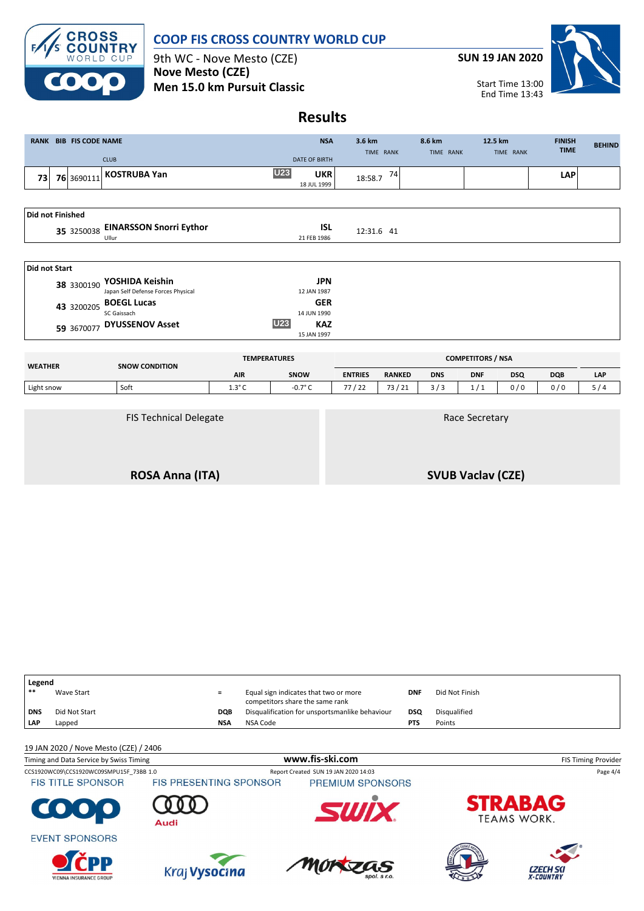# COOP FIS CROSS COUNTRY WORLD CUP

9th WC - Nove Mesto (CZE)

**Nove Mesto (CZE)**

**Men 15.0 km Pursuit Classic**

**SUN 19 JAN 2020**

Start Time 13:00
End Time 13:43

## Results

| RANK | BIB | FIS CODE | NAME / CLUB | | NSA / DATE OF BIRTH | 3.6 km TIME | RANK | 8.6 km TIME | RANK | 12.5 km TIME | RANK | FINISH TIME | BEHIND |
|---|---|---|---|---|---|---|---|---|---|---|---|---|---|
| 73 | 76 | 3690111 | KOSTRUBA Yan | U23 | UKR 18 JUL 1999 | 18:58.7 | 74 | | | | | LAP | |

**Did not Finished**

| BIB | FIS CODE | NAME / CLUB | NSA / DATE OF BIRTH | 3.6 km TIME | RANK |
|---|---|---|---|---|---|
| 35 | 3250038 | EINARSSON Snorri Eythor / Ullur | ISL 21 FEB 1986 | 12:31.6 | 41 |

**Did not Start**

| BIB | FIS CODE | NAME / CLUB | | NSA / DATE OF BIRTH |
|---|---|---|---|---|
| 38 | 3300190 | YOSHIDA Keishin / Japan Self Defense Forces Physical | | JPN 12 JAN 1987 |
| 43 | 3200205 | BOEGL Lucas / SC Gaissach | | GER 14 JUN 1990 |
| 59 | 3670077 | DYUSSENOV Asset | U23 | KAZ 15 JAN 1997 |

| WEATHER | SNOW CONDITION | TEMPERATURES AIR | TEMPERATURES SNOW | ENTRIES | RANKED | DNS | DNF | DSQ | DQB | LAP |
|---|---|---|---|---|---|---|---|---|---|---|
| Light snow | Soft | 1.3° C | -0.7° C | 77 / 22 | 73 / 21 | 3 / 3 | 1 / 1 | 0 / 0 | 0 / 0 | 5 / 4 |

| FIS Technical Delegate | Race Secretary |
|---|---|
| **ROSA Anna (ITA)** | **SVUB Vaclav (CZE)** |

**Legend**

| | | | | | |
|---|---|---|---|---|---|
| ** | Wave Start | = | Equal sign indicates that two or more competitors share the same rank | DNF | Did Not Finish |
| DNS | Did Not Start | DQB | Disqualification for unsportsmanlike behaviour | DSQ | Disqualified |
| LAP | Lapped | NSA | NSA Code | PTS | Points |

19 JAN 2020 / Nove Mesto (CZE) / 2406

Timing and Data Service by Swiss Timing — www.fis-ski.com — FIS Timing Provider

CCS1920WC09\CCS1920WC09SMPU15F_73BB 1.0 — Report Created SUN 19 JAN 2020 14:03

FIS TITLE SPONSOR — FIS PRESENTING SPONSOR — PREMIUM SPONSORS

EVENT SPONSORS